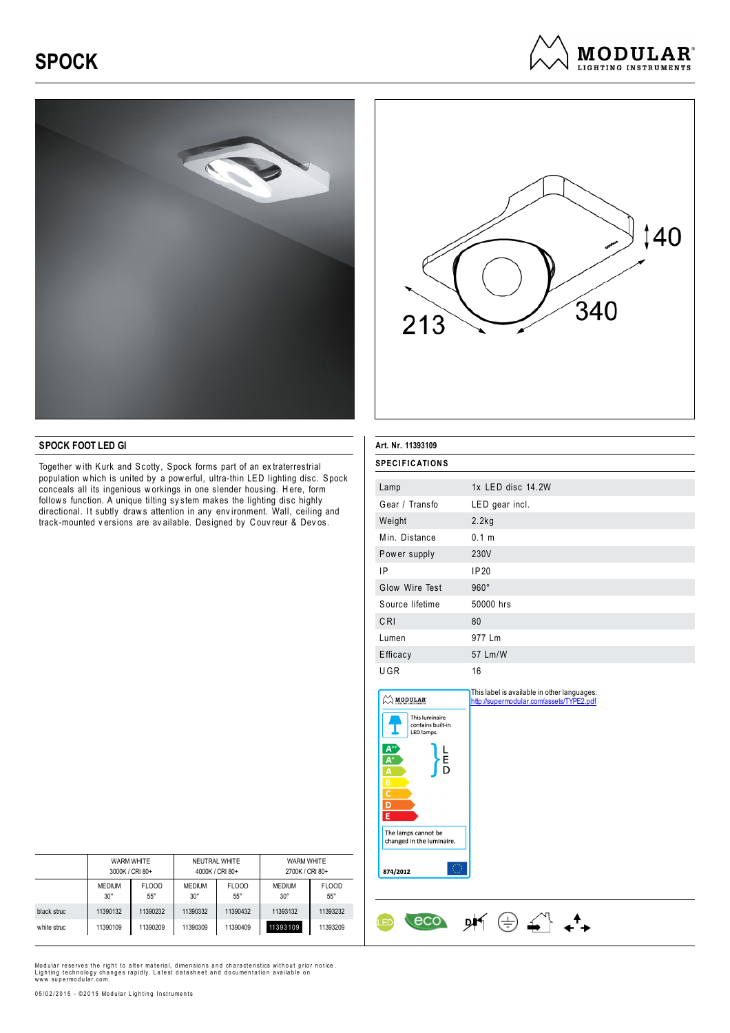# SPOCK

MODULAR LIGHTING INSTRUMENTS

## SPOCK FOOT LED GI

Together with Kurk and Scotty, Spock forms part of an extraterrestrial population which is united by a powerful, ultra-thin LED lighting disc. Spock conceals all its ingenious workings in one slender housing. Here, form follows function. A unique tilting system makes the lighting disc highly directional. It subtly draws attention in any environment. Wall, ceiling and track-mounted versions are available. Designed by Couvreur & Devos.

| | WARM WHITE 3000K / CRI 80+ | | NEUTRAL WHITE 4000K / CRI 80+ | | WARM WHITE 2700K / CRI 80+ | |
|---|---|---|---|---|---|---|
| | MEDIUM 30° | FLOOD 55° | MEDIUM 30° | FLOOD 55° | MEDIUM 30° | FLOOD 55° |
| black struc | 11390132 | 11390232 | 11390332 | 11390432 | 11393132 | 11393232 |
| white struc | 11390109 | 11390209 | 11390309 | 11390409 | 11393109 | 11393209 |

**Art. Nr. 11393109**

### SPECIFICATIONS

| | |
|---|---|
| Lamp | 1x LED disc 14.2W |
| Gear / Transfo | LED gear incl. |
| Weight | 2.2kg |
| Min. Distance | 0.1 m |
| Power supply | 230V |
| IP | IP20 |
| Glow Wire Test | 960° |
| Source lifetime | 50000 hrs |
| CRI | 80 |
| Lumen | 977 Lm |
| Efficacy | 57 Lm/W |
| UGR | 16 |

This luminaire contains built-in LED lamps. A++ A+ A — LED. The lamps cannot be changed in the luminaire. 874/2012

This label is available in other languages: http://supermodular.com/assets/TYPE2.pdf

Modular reserves the right to alter material, dimensions and characteristics without prior notice. Lighting technology changes rapidly. Latest datasheet and documentation available on www.supermodular.com.

05/02/2015 - ©2015 Modular Lighting Instruments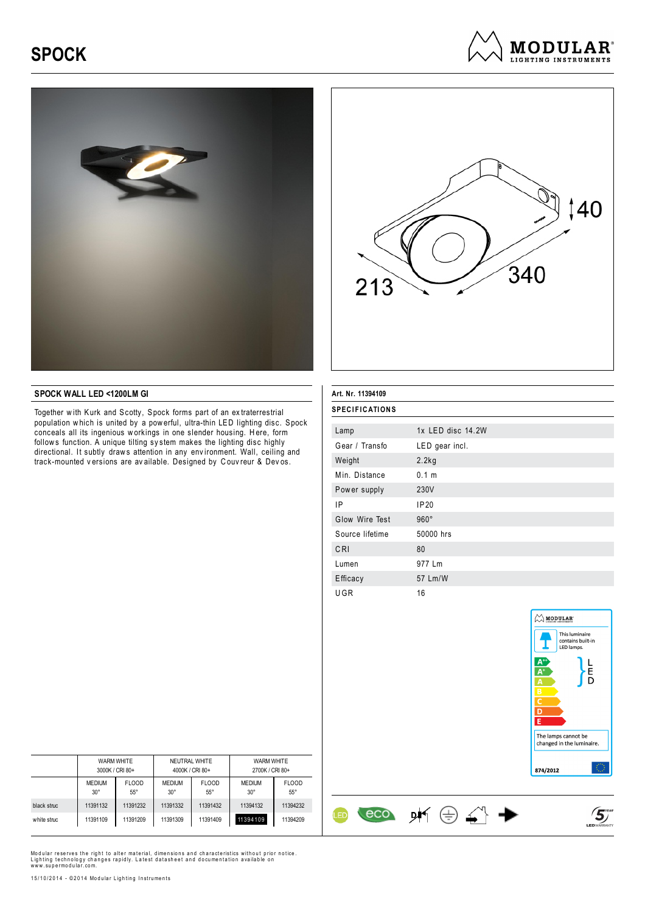# SPOCK

MODULAR LIGHTING INSTRUMENTS

213

340

40

## SPOCK WALL LED <1200LM GI

Together with Kurk and Scotty, Spock forms part of an extraterrestrial population which is united by a powerful, ultra-thin LED lighting disc. Spock conceals all its ingenious workings in one slender housing. Here, form follows function. A unique tilting system makes the lighting disc highly directional. It subtly draws attention in any environment. Wall, ceiling and track-mounted versions are available. Designed by Couvreur & Devos.

| | WARM WHITE 3000K / CRI 80+ | | NEUTRAL WHITE 4000K / CRI 80+ | | WARM WHITE 2700K / CRI 80+ | |
|---|---|---|---|---|---|---|
| | MEDIUM 30° | FLOOD 55° | MEDIUM 30° | FLOOD 55° | MEDIUM 30° | FLOOD 55° |
| black struc | 11391132 | 11391232 | 11391332 | 11391432 | 11394132 | 11394232 |
| white struc | 11391109 | 11391209 | 11391309 | 11391409 | **11394109** | 11394209 |

**Art. Nr. 11394109**

### SPECIFICATIONS

| | |
|---|---|
| Lamp | 1x LED disc 14.2W |
| Gear / Transfo | LED gear incl. |
| Weight | 2.2kg |
| Min. Distance | 0.1 m |
| Power supply | 230V |
| IP | IP20 |
| Glow Wire Test | 960° |
| Source lifetime | 50000 hrs |
| CRI | 80 |
| Lumen | 977 Lm |
| Efficacy | 57 Lm/W |
| UGR | 16 |

MODULAR

This luminaire contains built-in LED lamps.

A++ A+ A B C D E

LED

The lamps cannot be changed in the luminaire.

874/2012

LED eco

5 YEAR LED WARRANTY

Modular reserves the right to alter material, dimensions and characteristics without prior notice. Lighting technology changes rapidly. Latest datasheet and documentation available on www.supermodular.com.

15/10/2014 - ©2014 Modular Lighting Instruments